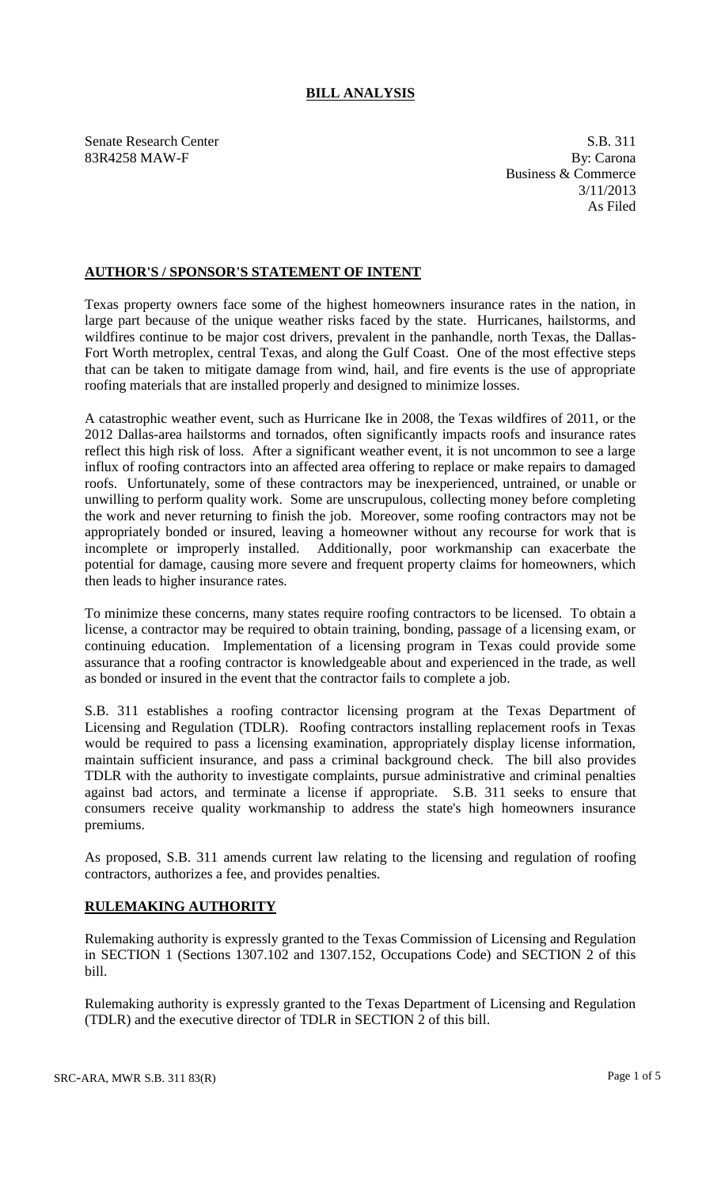# BILL ANALYSIS

Senate Research Center
83R4258 MAW-F

S.B. 311
By: Carona
Business & Commerce
3/11/2013
As Filed

## AUTHOR'S / SPONSOR'S STATEMENT OF INTENT

Texas property owners face some of the highest homeowners insurance rates in the nation, in large part because of the unique weather risks faced by the state. Hurricanes, hailstorms, and wildfires continue to be major cost drivers, prevalent in the panhandle, north Texas, the Dallas-Fort Worth metroplex, central Texas, and along the Gulf Coast. One of the most effective steps that can be taken to mitigate damage from wind, hail, and fire events is the use of appropriate roofing materials that are installed properly and designed to minimize losses.

A catastrophic weather event, such as Hurricane Ike in 2008, the Texas wildfires of 2011, or the 2012 Dallas-area hailstorms and tornados, often significantly impacts roofs and insurance rates reflect this high risk of loss. After a significant weather event, it is not uncommon to see a large influx of roofing contractors into an affected area offering to replace or make repairs to damaged roofs. Unfortunately, some of these contractors may be inexperienced, untrained, or unable or unwilling to perform quality work. Some are unscrupulous, collecting money before completing the work and never returning to finish the job. Moreover, some roofing contractors may not be appropriately bonded or insured, leaving a homeowner without any recourse for work that is incomplete or improperly installed. Additionally, poor workmanship can exacerbate the potential for damage, causing more severe and frequent property claims for homeowners, which then leads to higher insurance rates.

To minimize these concerns, many states require roofing contractors to be licensed. To obtain a license, a contractor may be required to obtain training, bonding, passage of a licensing exam, or continuing education. Implementation of a licensing program in Texas could provide some assurance that a roofing contractor is knowledgeable about and experienced in the trade, as well as bonded or insured in the event that the contractor fails to complete a job.

S.B. 311 establishes a roofing contractor licensing program at the Texas Department of Licensing and Regulation (TDLR). Roofing contractors installing replacement roofs in Texas would be required to pass a licensing examination, appropriately display license information, maintain sufficient insurance, and pass a criminal background check. The bill also provides TDLR with the authority to investigate complaints, pursue administrative and criminal penalties against bad actors, and terminate a license if appropriate. S.B. 311 seeks to ensure that consumers receive quality workmanship to address the state's high homeowners insurance premiums.

As proposed, S.B. 311 amends current law relating to the licensing and regulation of roofing contractors, authorizes a fee, and provides penalties.

## RULEMAKING AUTHORITY

Rulemaking authority is expressly granted to the Texas Commission of Licensing and Regulation in SECTION 1 (Sections 1307.102 and 1307.152, Occupations Code) and SECTION 2 of this bill.

Rulemaking authority is expressly granted to the Texas Department of Licensing and Regulation (TDLR) and the executive director of TDLR in SECTION 2 of this bill.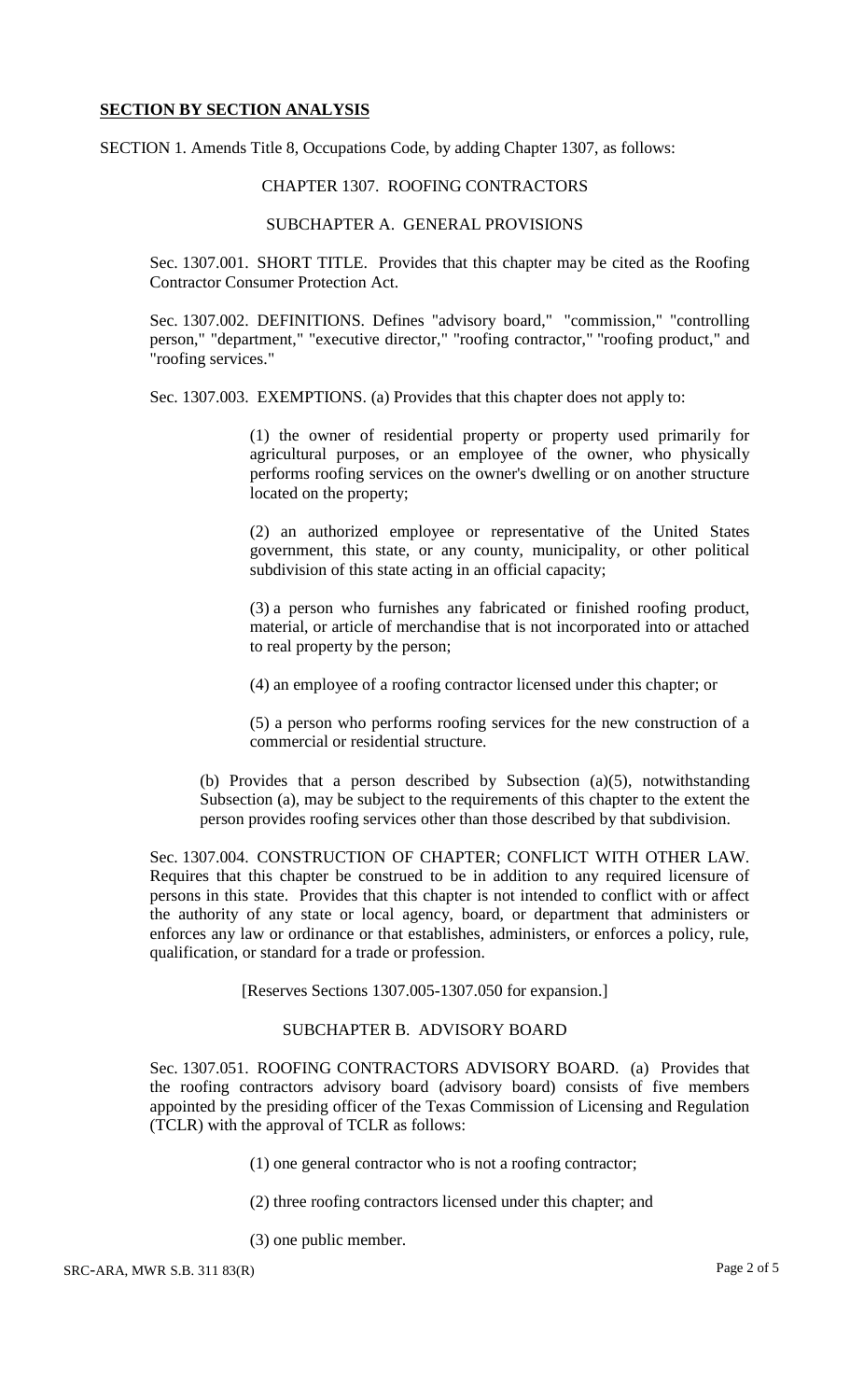## SECTION BY SECTION ANALYSIS

SECTION 1. Amends Title 8, Occupations Code, by adding Chapter 1307, as follows:

CHAPTER 1307. ROOFING CONTRACTORS

SUBCHAPTER A. GENERAL PROVISIONS

Sec. 1307.001. SHORT TITLE. Provides that this chapter may be cited as the Roofing Contractor Consumer Protection Act.

Sec. 1307.002. DEFINITIONS. Defines "advisory board," "commission," "controlling person," "department," "executive director," "roofing contractor," "roofing product," and "roofing services."

Sec. 1307.003. EXEMPTIONS. (a) Provides that this chapter does not apply to:

(1) the owner of residential property or property used primarily for agricultural purposes, or an employee of the owner, who physically performs roofing services on the owner's dwelling or on another structure located on the property;

(2) an authorized employee or representative of the United States government, this state, or any county, municipality, or other political subdivision of this state acting in an official capacity;

(3) a person who furnishes any fabricated or finished roofing product, material, or article of merchandise that is not incorporated into or attached to real property by the person;

(4) an employee of a roofing contractor licensed under this chapter; or

(5) a person who performs roofing services for the new construction of a commercial or residential structure.

(b) Provides that a person described by Subsection (a)(5), notwithstanding Subsection (a), may be subject to the requirements of this chapter to the extent the person provides roofing services other than those described by that subdivision.

Sec. 1307.004. CONSTRUCTION OF CHAPTER; CONFLICT WITH OTHER LAW. Requires that this chapter be construed to be in addition to any required licensure of persons in this state. Provides that this chapter is not intended to conflict with or affect the authority of any state or local agency, board, or department that administers or enforces any law or ordinance or that establishes, administers, or enforces a policy, rule, qualification, or standard for a trade or profession.

[Reserves Sections 1307.005-1307.050 for expansion.]

SUBCHAPTER B. ADVISORY BOARD

Sec. 1307.051. ROOFING CONTRACTORS ADVISORY BOARD. (a) Provides that the roofing contractors advisory board (advisory board) consists of five members appointed by the presiding officer of the Texas Commission of Licensing and Regulation (TCLR) with the approval of TCLR as follows:

(1) one general contractor who is not a roofing contractor;

(2) three roofing contractors licensed under this chapter; and

(3) one public member.

SRC-ARA, MWR S.B. 311 83(R)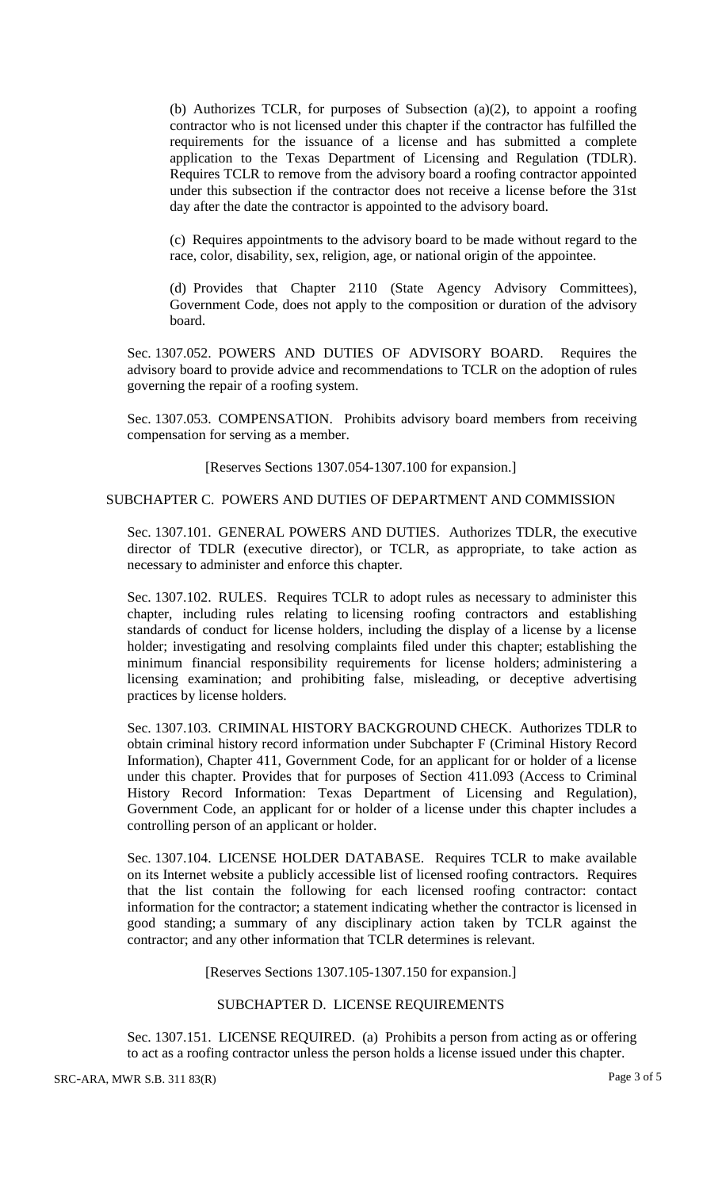(b) Authorizes TCLR, for purposes of Subsection (a)(2), to appoint a roofing contractor who is not licensed under this chapter if the contractor has fulfilled the requirements for the issuance of a license and has submitted a complete application to the Texas Department of Licensing and Regulation (TDLR). Requires TCLR to remove from the advisory board a roofing contractor appointed under this subsection if the contractor does not receive a license before the 31st day after the date the contractor is appointed to the advisory board.

(c) Requires appointments to the advisory board to be made without regard to the race, color, disability, sex, religion, age, or national origin of the appointee.

(d) Provides that Chapter 2110 (State Agency Advisory Committees), Government Code, does not apply to the composition or duration of the advisory board.

Sec. 1307.052. POWERS AND DUTIES OF ADVISORY BOARD. Requires the advisory board to provide advice and recommendations to TCLR on the adoption of rules governing the repair of a roofing system.

Sec. 1307.053. COMPENSATION. Prohibits advisory board members from receiving compensation for serving as a member.

[Reserves Sections 1307.054-1307.100 for expansion.]

SUBCHAPTER C. POWERS AND DUTIES OF DEPARTMENT AND COMMISSION

Sec. 1307.101. GENERAL POWERS AND DUTIES. Authorizes TDLR, the executive director of TDLR (executive director), or TCLR, as appropriate, to take action as necessary to administer and enforce this chapter.

Sec. 1307.102. RULES. Requires TCLR to adopt rules as necessary to administer this chapter, including rules relating to licensing roofing contractors and establishing standards of conduct for license holders, including the display of a license by a license holder; investigating and resolving complaints filed under this chapter; establishing the minimum financial responsibility requirements for license holders; administering a licensing examination; and prohibiting false, misleading, or deceptive advertising practices by license holders.

Sec. 1307.103. CRIMINAL HISTORY BACKGROUND CHECK. Authorizes TDLR to obtain criminal history record information under Subchapter F (Criminal History Record Information), Chapter 411, Government Code, for an applicant for or holder of a license under this chapter. Provides that for purposes of Section 411.093 (Access to Criminal History Record Information: Texas Department of Licensing and Regulation), Government Code, an applicant for or holder of a license under this chapter includes a controlling person of an applicant or holder.

Sec. 1307.104. LICENSE HOLDER DATABASE. Requires TCLR to make available on its Internet website a publicly accessible list of licensed roofing contractors. Requires that the list contain the following for each licensed roofing contractor: contact information for the contractor; a statement indicating whether the contractor is licensed in good standing; a summary of any disciplinary action taken by TCLR against the contractor; and any other information that TCLR determines is relevant.

[Reserves Sections 1307.105-1307.150 for expansion.]

SUBCHAPTER D. LICENSE REQUIREMENTS

Sec. 1307.151. LICENSE REQUIRED. (a) Prohibits a person from acting as or offering to act as a roofing contractor unless the person holds a license issued under this chapter.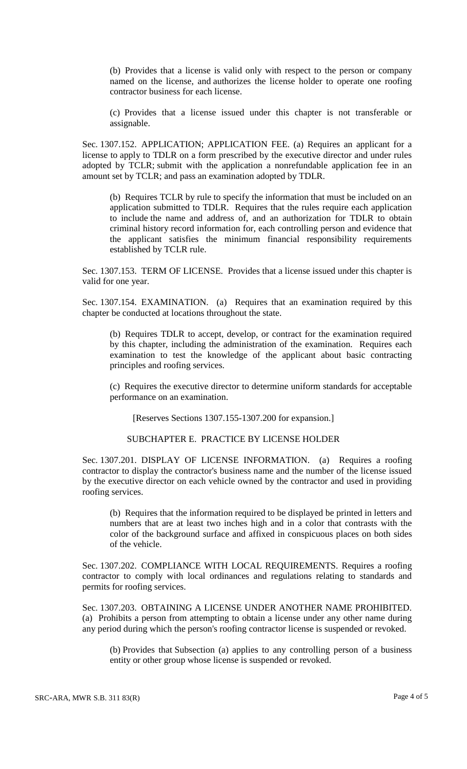(b) Provides that a license is valid only with respect to the person or company named on the license, and authorizes the license holder to operate one roofing contractor business for each license.

(c) Provides that a license issued under this chapter is not transferable or assignable.

Sec. 1307.152. APPLICATION; APPLICATION FEE. (a) Requires an applicant for a license to apply to TDLR on a form prescribed by the executive director and under rules adopted by TCLR; submit with the application a nonrefundable application fee in an amount set by TCLR; and pass an examination adopted by TDLR.

(b) Requires TCLR by rule to specify the information that must be included on an application submitted to TDLR. Requires that the rules require each application to include the name and address of, and an authorization for TDLR to obtain criminal history record information for, each controlling person and evidence that the applicant satisfies the minimum financial responsibility requirements established by TCLR rule.

Sec. 1307.153. TERM OF LICENSE. Provides that a license issued under this chapter is valid for one year.

Sec. 1307.154. EXAMINATION. (a) Requires that an examination required by this chapter be conducted at locations throughout the state.

(b) Requires TDLR to accept, develop, or contract for the examination required by this chapter, including the administration of the examination. Requires each examination to test the knowledge of the applicant about basic contracting principles and roofing services.

(c) Requires the executive director to determine uniform standards for acceptable performance on an examination.

[Reserves Sections 1307.155-1307.200 for expansion.]

SUBCHAPTER E. PRACTICE BY LICENSE HOLDER

Sec. 1307.201. DISPLAY OF LICENSE INFORMATION. (a) Requires a roofing contractor to display the contractor's business name and the number of the license issued by the executive director on each vehicle owned by the contractor and used in providing roofing services.

(b) Requires that the information required to be displayed be printed in letters and numbers that are at least two inches high and in a color that contrasts with the color of the background surface and affixed in conspicuous places on both sides of the vehicle.

Sec. 1307.202. COMPLIANCE WITH LOCAL REQUIREMENTS. Requires a roofing contractor to comply with local ordinances and regulations relating to standards and permits for roofing services.

Sec. 1307.203. OBTAINING A LICENSE UNDER ANOTHER NAME PROHIBITED. (a) Prohibits a person from attempting to obtain a license under any other name during any period during which the person's roofing contractor license is suspended or revoked.

(b) Provides that Subsection (a) applies to any controlling person of a business entity or other group whose license is suspended or revoked.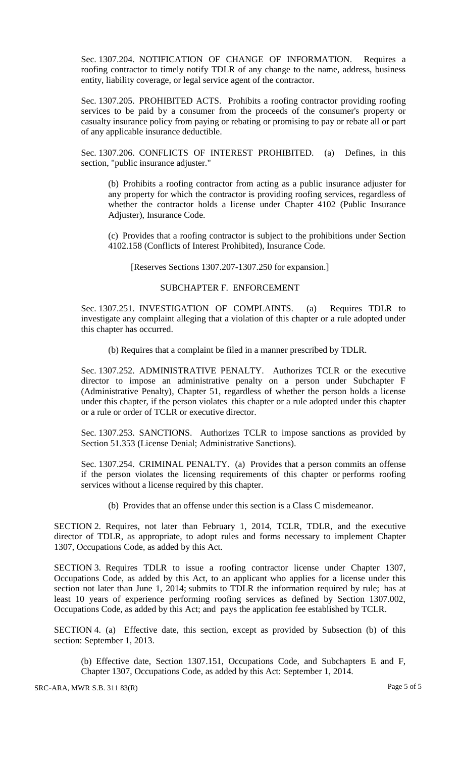Sec. 1307.204. NOTIFICATION OF CHANGE OF INFORMATION. Requires a roofing contractor to timely notify TDLR of any change to the name, address, business entity, liability coverage, or legal service agent of the contractor.

Sec. 1307.205. PROHIBITED ACTS. Prohibits a roofing contractor providing roofing services to be paid by a consumer from the proceeds of the consumer's property or casualty insurance policy from paying or rebating or promising to pay or rebate all or part of any applicable insurance deductible.

Sec. 1307.206. CONFLICTS OF INTEREST PROHIBITED. (a) Defines, in this section, "public insurance adjuster."

(b) Prohibits a roofing contractor from acting as a public insurance adjuster for any property for which the contractor is providing roofing services, regardless of whether the contractor holds a license under Chapter 4102 (Public Insurance Adjuster), Insurance Code.

(c) Provides that a roofing contractor is subject to the prohibitions under Section 4102.158 (Conflicts of Interest Prohibited), Insurance Code.

[Reserves Sections 1307.207-1307.250 for expansion.]

SUBCHAPTER F. ENFORCEMENT

Sec. 1307.251. INVESTIGATION OF COMPLAINTS. (a) Requires TDLR to investigate any complaint alleging that a violation of this chapter or a rule adopted under this chapter has occurred.

(b) Requires that a complaint be filed in a manner prescribed by TDLR.

Sec. 1307.252. ADMINISTRATIVE PENALTY. Authorizes TCLR or the executive director to impose an administrative penalty on a person under Subchapter F (Administrative Penalty), Chapter 51, regardless of whether the person holds a license under this chapter, if the person violates this chapter or a rule adopted under this chapter or a rule or order of TCLR or executive director.

Sec. 1307.253. SANCTIONS. Authorizes TCLR to impose sanctions as provided by Section 51.353 (License Denial; Administrative Sanctions).

Sec. 1307.254. CRIMINAL PENALTY. (a) Provides that a person commits an offense if the person violates the licensing requirements of this chapter or performs roofing services without a license required by this chapter.

(b) Provides that an offense under this section is a Class C misdemeanor.

SECTION 2. Requires, not later than February 1, 2014, TCLR, TDLR, and the executive director of TDLR, as appropriate, to adopt rules and forms necessary to implement Chapter 1307, Occupations Code, as added by this Act.

SECTION 3. Requires TDLR to issue a roofing contractor license under Chapter 1307, Occupations Code, as added by this Act, to an applicant who applies for a license under this section not later than June 1, 2014; submits to TDLR the information required by rule; has at least 10 years of experience performing roofing services as defined by Section 1307.002, Occupations Code, as added by this Act; and pays the application fee established by TCLR.

SECTION 4. (a) Effective date, this section, except as provided by Subsection (b) of this section: September 1, 2013.

(b) Effective date, Section 1307.151, Occupations Code, and Subchapters E and F, Chapter 1307, Occupations Code, as added by this Act: September 1, 2014.

SRC-ARA, MWR S.B. 311 83(R)